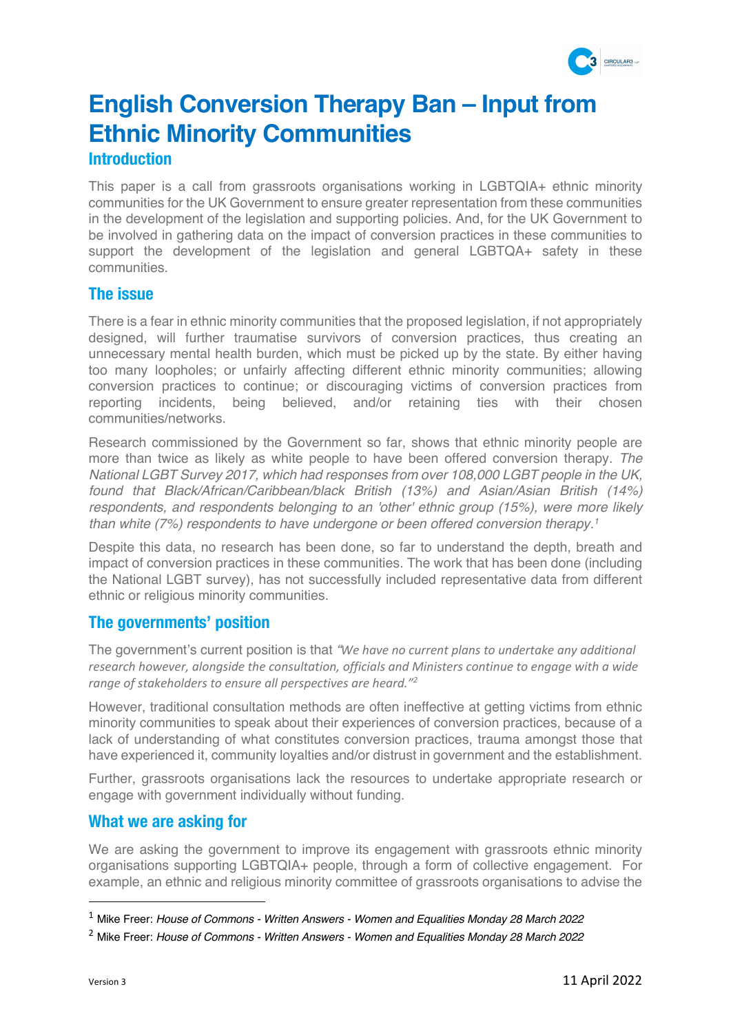# English Conversion Therapy Ban – Input from Ethnic Minority Communities

## Introduction

This paper is a call from grassroots organisations working in LGBTQIA+ ethnic minority communities for the UK Government to ensure greater representation from these communities in the development of the legislation and supporting policies. And, for the UK Government to be involved in gathering data on the impact of conversion practices in these communities to support the development of the legislation and general LGBTQA+ safety in these communities.

## The issue

There is a fear in ethnic minority communities that the proposed legislation, if not appropriately designed, will further traumatise survivors of conversion practices, thus creating an unnecessary mental health burden, which must be picked up by the state. By either having too many loopholes; or unfairly affecting different ethnic minority communities; allowing conversion practices to continue; or discouraging victims of conversion practices from reporting incidents, being believed, and/or retaining ties with their chosen communities/networks.

Research commissioned by the Government so far, shows that ethnic minority people are more than twice as likely as white people to have been offered conversion therapy. *The National LGBT Survey 2017, which had responses from over 108,000 LGBT people in the UK, found that Black/African/Caribbean/black British (13%) and Asian/Asian British (14%) respondents, and respondents belonging to an 'other' ethnic group (15%), were more likely than white (7%) respondents to have undergone or been offered conversion therapy.*[1]

Despite this data, no research has been done, so far to understand the depth, breath and impact of conversion practices in these communities. The work that has been done (including the National LGBT survey), has not successfully included representative data from different ethnic or religious minority communities.

## The governments' position

The government's current position is that *"We have no current plans to undertake any additional research however, alongside the consultation, officials and Ministers continue to engage with a wide range of stakeholders to ensure all perspectives are heard."*[2]

However, traditional consultation methods are often ineffective at getting victims from ethnic minority communities to speak about their experiences of conversion practices, because of a lack of understanding of what constitutes conversion practices, trauma amongst those that have experienced it, community loyalties and/or distrust in government and the establishment.

Further, grassroots organisations lack the resources to undertake appropriate research or engage with government individually without funding.

## What we are asking for

We are asking the government to improve its engagement with grassroots ethnic minority organisations supporting LGBTQIA+ people, through a form of collective engagement. For example, an ethnic and religious minority committee of grassroots organisations to advise the

---

[1] Mike Freer: *House of Commons - Written Answers - Women and Equalities Monday 28 March 2022*

[2] Mike Freer: *House of Commons - Written Answers - Women and Equalities Monday 28 March 2022*

Version 3

11 April 2022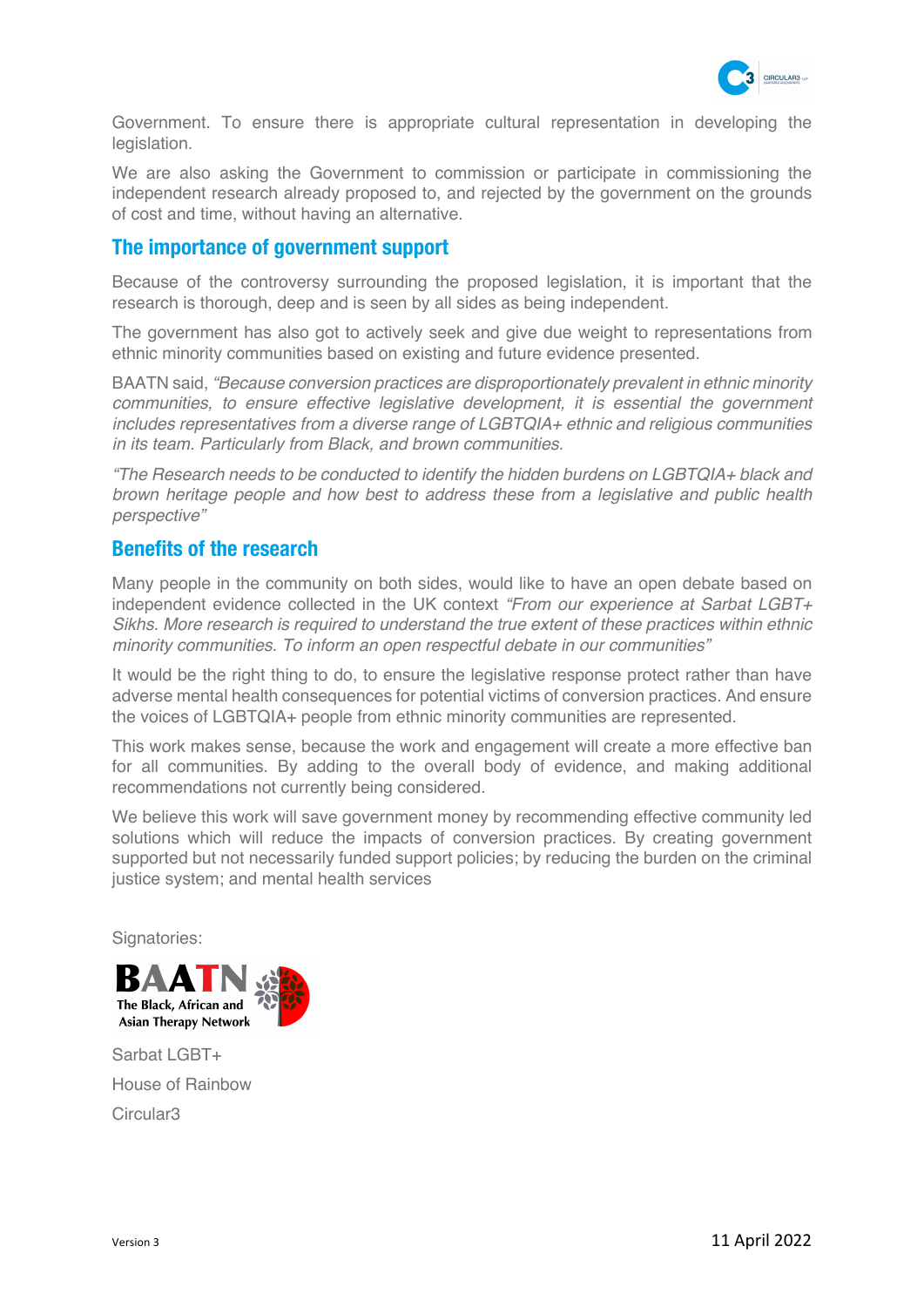Government. To ensure there is appropriate cultural representation in developing the legislation.

We are also asking the Government to commission or participate in commissioning the independent research already proposed to, and rejected by the government on the grounds of cost and time, without having an alternative.

## The importance of government support

Because of the controversy surrounding the proposed legislation, it is important that the research is thorough, deep and is seen by all sides as being independent.

The government has also got to actively seek and give due weight to representations from ethnic minority communities based on existing and future evidence presented.

BAATN said, *"Because conversion practices are disproportionately prevalent in ethnic minority communities, to ensure effective legislative development, it is essential the government includes representatives from a diverse range of LGBTQIA+ ethnic and religious communities in its team. Particularly from Black, and brown communities.*

*"The Research needs to be conducted to identify the hidden burdens on LGBTQIA+ black and brown heritage people and how best to address these from a legislative and public health perspective"*

## Benefits of the research

Many people in the community on both sides, would like to have an open debate based on independent evidence collected in the UK context *"From our experience at Sarbat LGBT+ Sikhs. More research is required to understand the true extent of these practices within ethnic minority communities. To inform an open respectful debate in our communities"*

It would be the right thing to do, to ensure the legislative response protect rather than have adverse mental health consequences for potential victims of conversion practices. And ensure the voices of LGBTQIA+ people from ethnic minority communities are represented.

This work makes sense, because the work and engagement will create a more effective ban for all communities. By adding to the overall body of evidence, and making additional recommendations not currently being considered.

We believe this work will save government money by recommending effective community led solutions which will reduce the impacts of conversion practices. By creating government supported but not necessarily funded support policies; by reducing the burden on the criminal justice system; and mental health services

Signatories:

BAATN
The Black, African and Asian Therapy Network

Sarbat LGBT+

House of Rainbow

Circular3

Version 3

11 April 2022